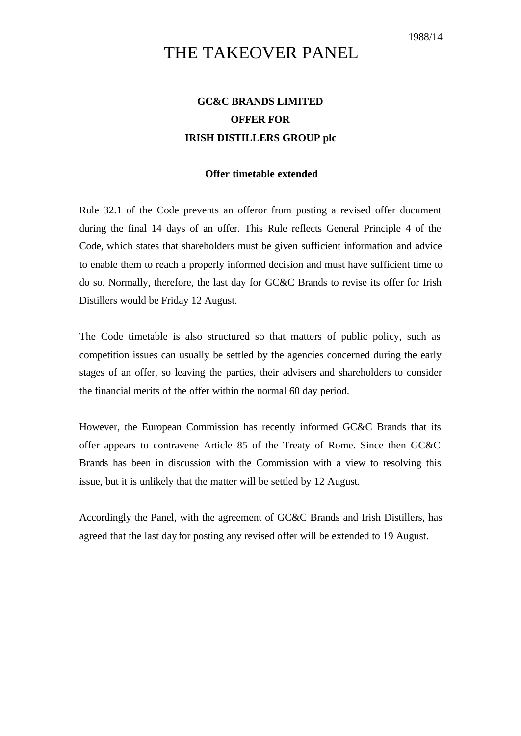1988/14

# THE TAKEOVER PANEL

## GC&C BRANDS LIMITED
## OFFER FOR
## IRISH DISTILLERS GROUP plc

### Offer timetable extended

Rule 32.1 of the Code prevents an offeror from posting a revised offer document during the final 14 days of an offer. This Rule reflects General Principle 4 of the Code, which states that shareholders must be given sufficient information and advice to enable them to reach a properly informed decision and must have sufficient time to do so. Normally, therefore, the last day for GC&C Brands to revise its offer for Irish Distillers would be Friday 12 August.

The Code timetable is also structured so that matters of public policy, such as competition issues can usually be settled by the agencies concerned during the early stages of an offer, so leaving the parties, their advisers and shareholders to consider the financial merits of the offer within the normal 60 day period.

However, the European Commission has recently informed GC&C Brands that its offer appears to contravene Article 85 of the Treaty of Rome. Since then GC&C Brands has been in discussion with the Commission with a view to resolving this issue, but it is unlikely that the matter will be settled by 12 August.

Accordingly the Panel, with the agreement of GC&C Brands and Irish Distillers, has agreed that the last day for posting any revised offer will be extended to 19 August.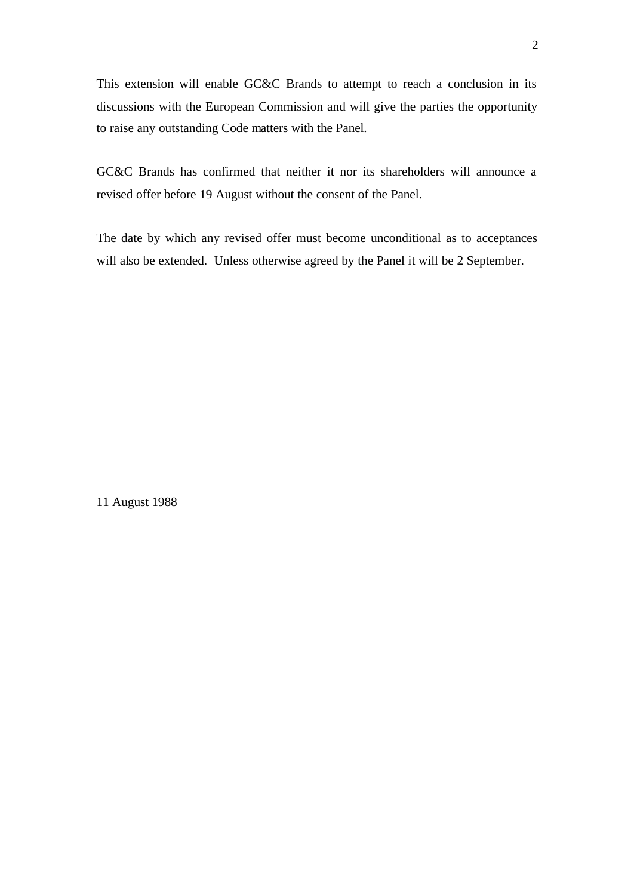This extension will enable GC&C Brands to attempt to reach a conclusion in its discussions with the European Commission and will give the parties the opportunity to raise any outstanding Code matters with the Panel.

GC&C Brands has confirmed that neither it nor its shareholders will announce a revised offer before 19 August without the consent of the Panel.

The date by which any revised offer must become unconditional as to acceptances will also be extended. Unless otherwise agreed by the Panel it will be 2 September.

11 August 1988